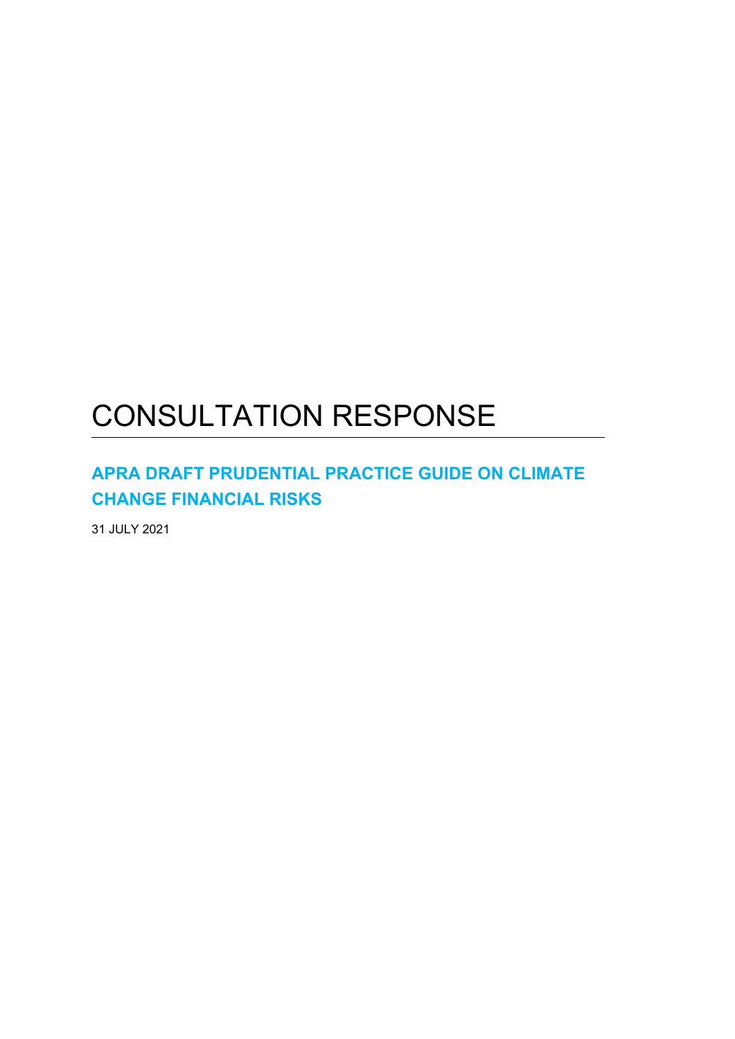# CONSULTATION RESPONSE

## APRA DRAFT PRUDENTIAL PRACTICE GUIDE ON CLIMATE CHANGE FINANCIAL RISKS

31 JULY 2021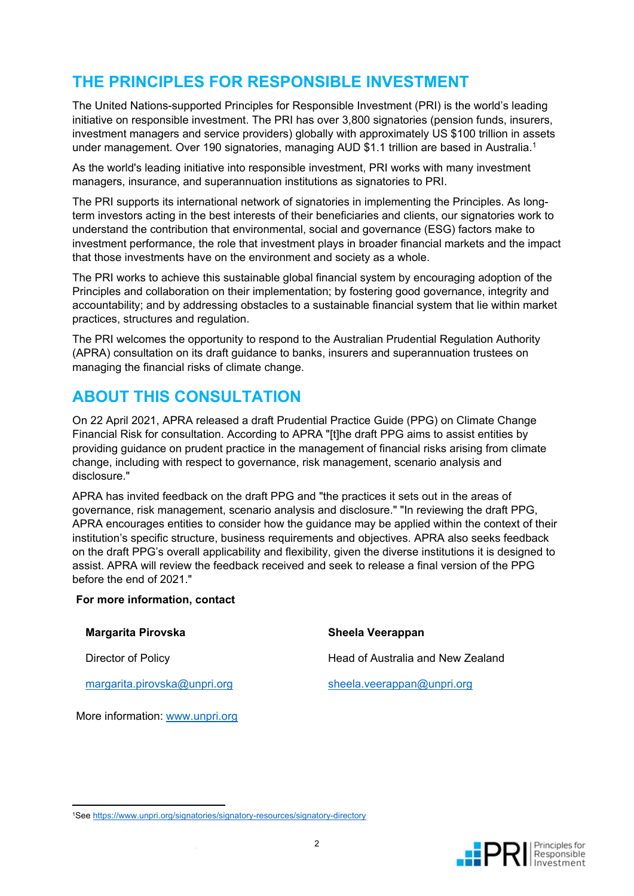## THE PRINCIPLES FOR RESPONSIBLE INVESTMENT

The United Nations-supported Principles for Responsible Investment (PRI) is the world's leading initiative on responsible investment. The PRI has over 3,800 signatories (pension funds, insurers, investment managers and service providers) globally with approximately US $100 trillion in assets under management. Over 190 signatories, managing AUD $1.1 trillion are based in Australia.[1]

As the world's leading initiative into responsible investment, PRI works with many investment managers, insurance, and superannuation institutions as signatories to PRI.

The PRI supports its international network of signatories in implementing the Principles. As long-term investors acting in the best interests of their beneficiaries and clients, our signatories work to understand the contribution that environmental, social and governance (ESG) factors make to investment performance, the role that investment plays in broader financial markets and the impact that those investments have on the environment and society as a whole.

The PRI works to achieve this sustainable global financial system by encouraging adoption of the Principles and collaboration on their implementation; by fostering good governance, integrity and accountability; and by addressing obstacles to a sustainable financial system that lie within market practices, structures and regulation.

The PRI welcomes the opportunity to respond to the Australian Prudential Regulation Authority (APRA) consultation on its draft guidance to banks, insurers and superannuation trustees on managing the financial risks of climate change.

## ABOUT THIS CONSULTATION

On 22 April 2021, APRA released a draft Prudential Practice Guide (PPG) on Climate Change Financial Risk for consultation. According to APRA "[t]he draft PPG aims to assist entities by providing guidance on prudent practice in the management of financial risks arising from climate change, including with respect to governance, risk management, scenario analysis and disclosure."

APRA has invited feedback on the draft PPG and "the practices it sets out in the areas of governance, risk management, scenario analysis and disclosure." "In reviewing the draft PPG, APRA encourages entities to consider how the guidance may be applied within the context of their institution's specific structure, business requirements and objectives. APRA also seeks feedback on the draft PPG's overall applicability and flexibility, given the diverse institutions it is designed to assist. APRA will review the feedback received and seek to release a final version of the PPG before the end of 2021."

**For more information, contact**

| **Margarita Pirovska** | **Sheela Veerappan** |
|---|---|
| Director of Policy | Head of Australia and New Zealand |
| margarita.pirovska@unpri.org | sheela.veerappan@unpri.org |

More information: www.unpri.org

[1] See https://www.unpri.org/signatories/signatory-resources/signatory-directory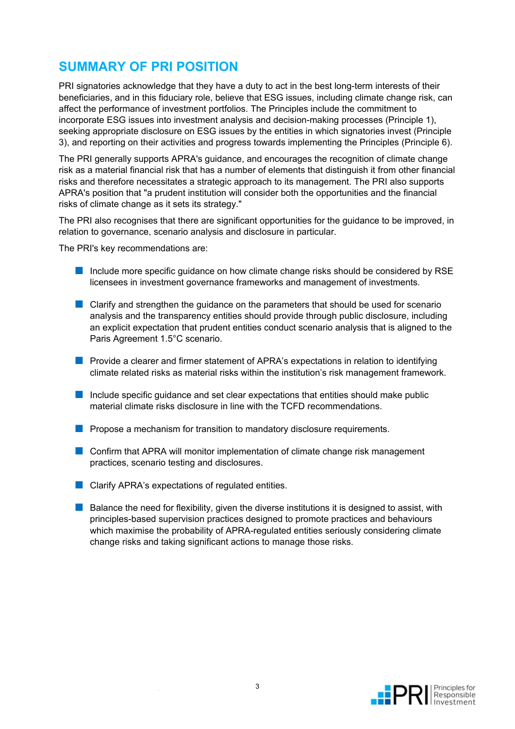## SUMMARY OF PRI POSITION

PRI signatories acknowledge that they have a duty to act in the best long-term interests of their beneficiaries, and in this fiduciary role, believe that ESG issues, including climate change risk, can affect the performance of investment portfolios. The Principles include the commitment to incorporate ESG issues into investment analysis and decision-making processes (Principle 1), seeking appropriate disclosure on ESG issues by the entities in which signatories invest (Principle 3), and reporting on their activities and progress towards implementing the Principles (Principle 6).

The PRI generally supports APRA's guidance, and encourages the recognition of climate change risk as a material financial risk that has a number of elements that distinguish it from other financial risks and therefore necessitates a strategic approach to its management. The PRI also supports APRA's position that "a prudent institution will consider both the opportunities and the financial risks of climate change as it sets its strategy."

The PRI also recognises that there are significant opportunities for the guidance to be improved, in relation to governance, scenario analysis and disclosure in particular.

The PRI's key recommendations are:

- Include more specific guidance on how climate change risks should be considered by RSE licensees in investment governance frameworks and management of investments.
- Clarify and strengthen the guidance on the parameters that should be used for scenario analysis and the transparency entities should provide through public disclosure, including an explicit expectation that prudent entities conduct scenario analysis that is aligned to the Paris Agreement 1.5°C scenario.
- Provide a clearer and firmer statement of APRA's expectations in relation to identifying climate related risks as material risks within the institution's risk management framework.
- Include specific guidance and set clear expectations that entities should make public material climate risks disclosure in line with the TCFD recommendations.
- Propose a mechanism for transition to mandatory disclosure requirements.
- Confirm that APRA will monitor implementation of climate change risk management practices, scenario testing and disclosures.
- Clarify APRA's expectations of regulated entities.
- Balance the need for flexibility, given the diverse institutions it is designed to assist, with principles-based supervision practices designed to promote practices and behaviours which maximise the probability of APRA-regulated entities seriously considering climate change risks and taking significant actions to manage those risks.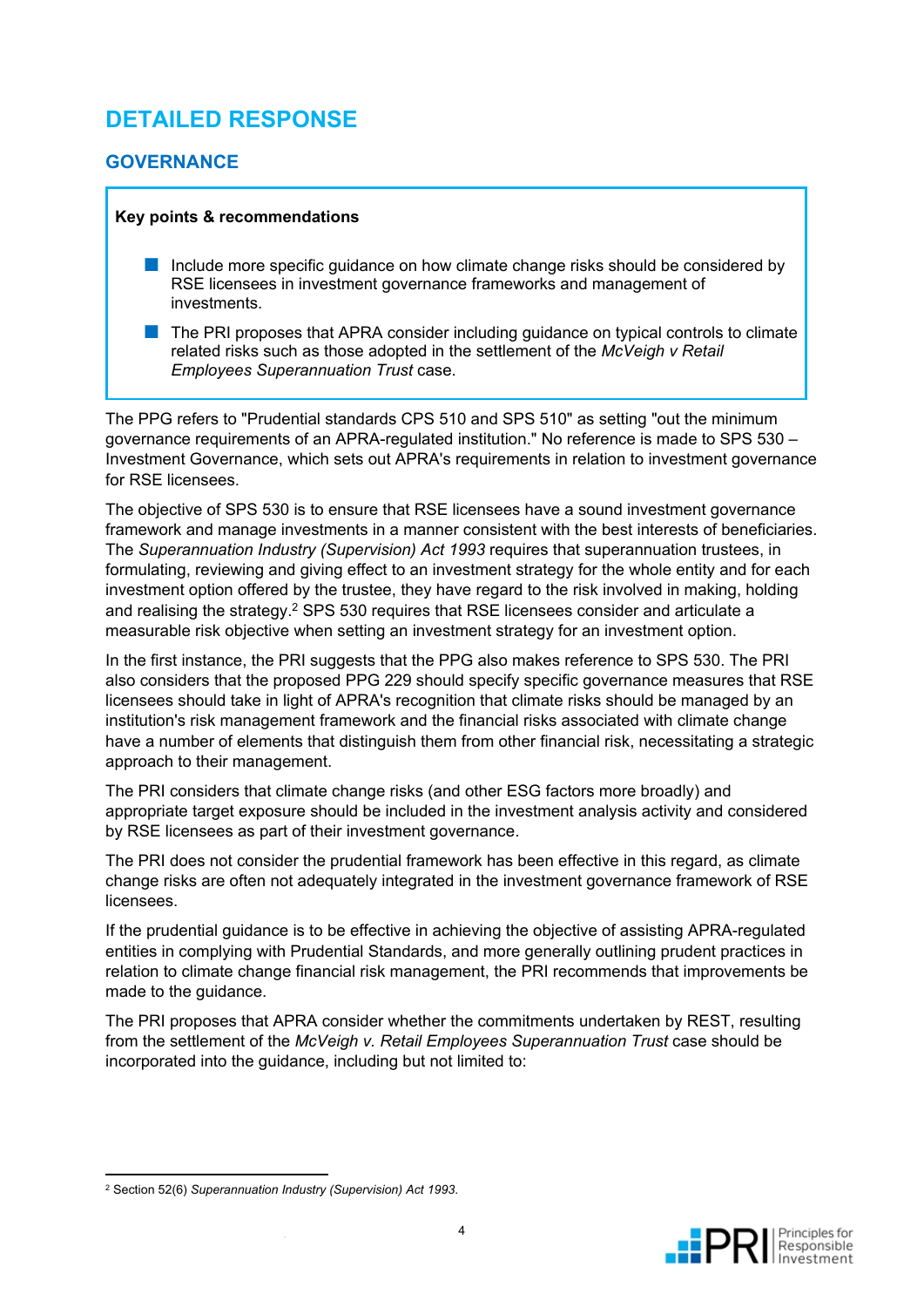# DETAILED RESPONSE

## GOVERNANCE

**Key points & recommendations**

- Include more specific guidance on how climate change risks should be considered by RSE licensees in investment governance frameworks and management of investments.
- The PRI proposes that APRA consider including guidance on typical controls to climate related risks such as those adopted in the settlement of the *McVeigh v Retail Employees Superannuation Trust* case.

The PPG refers to "Prudential standards CPS 510 and SPS 510" as setting "out the minimum governance requirements of an APRA-regulated institution." No reference is made to SPS 530 – Investment Governance, which sets out APRA's requirements in relation to investment governance for RSE licensees.

The objective of SPS 530 is to ensure that RSE licensees have a sound investment governance framework and manage investments in a manner consistent with the best interests of beneficiaries. The *Superannuation Industry (Supervision) Act 1993* requires that superannuation trustees, in formulating, reviewing and giving effect to an investment strategy for the whole entity and for each investment option offered by the trustee, they have regard to the risk involved in making, holding and realising the strategy.[2] SPS 530 requires that RSE licensees consider and articulate a measurable risk objective when setting an investment strategy for an investment option.

In the first instance, the PRI suggests that the PPG also makes reference to SPS 530. The PRI also considers that the proposed PPG 229 should specify specific governance measures that RSE licensees should take in light of APRA's recognition that climate risks should be managed by an institution's risk management framework and the financial risks associated with climate change have a number of elements that distinguish them from other financial risk, necessitating a strategic approach to their management.

The PRI considers that climate change risks (and other ESG factors more broadly) and appropriate target exposure should be included in the investment analysis activity and considered by RSE licensees as part of their investment governance.

The PRI does not consider the prudential framework has been effective in this regard, as climate change risks are often not adequately integrated in the investment governance framework of RSE licensees.

If the prudential guidance is to be effective in achieving the objective of assisting APRA-regulated entities in complying with Prudential Standards, and more generally outlining prudent practices in relation to climate change financial risk management, the PRI recommends that improvements be made to the guidance.

The PRI proposes that APRA consider whether the commitments undertaken by REST, resulting from the settlement of the *McVeigh v. Retail Employees Superannuation Trust* case should be incorporated into the guidance, including but not limited to:

---

[2] Section 52(6) *Superannuation Industry (Supervision) Act 1993.*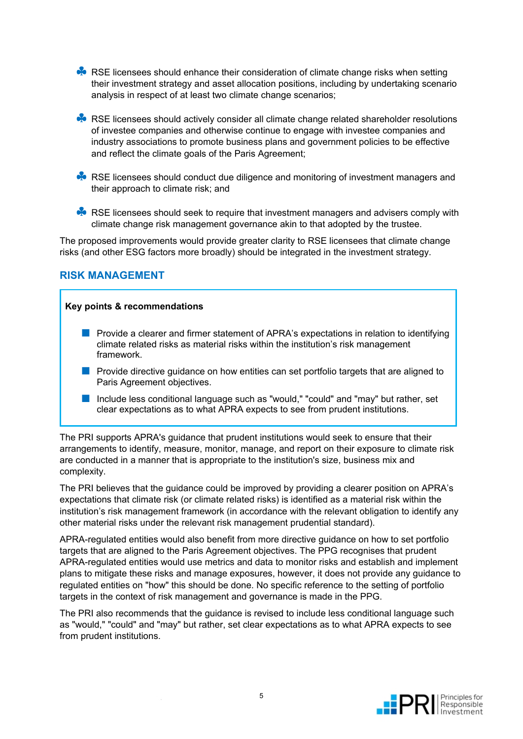- RSE licensees should enhance their consideration of climate change risks when setting their investment strategy and asset allocation positions, including by undertaking scenario analysis in respect of at least two climate change scenarios;
- RSE licensees should actively consider all climate change related shareholder resolutions of investee companies and otherwise continue to engage with investee companies and industry associations to promote business plans and government policies to be effective and reflect the climate goals of the Paris Agreement;
- RSE licensees should conduct due diligence and monitoring of investment managers and their approach to climate risk; and
- RSE licensees should seek to require that investment managers and advisers comply with climate change risk management governance akin to that adopted by the trustee.

The proposed improvements would provide greater clarity to RSE licensees that climate change risks (and other ESG factors more broadly) should be integrated in the investment strategy.

## RISK MANAGEMENT

**Key points & recommendations**

- Provide a clearer and firmer statement of APRA's expectations in relation to identifying climate related risks as material risks within the institution's risk management framework.
- Provide directive guidance on how entities can set portfolio targets that are aligned to Paris Agreement objectives.
- Include less conditional language such as "would," "could" and "may" but rather, set clear expectations as to what APRA expects to see from prudent institutions.

The PRI supports APRA's guidance that prudent institutions would seek to ensure that their arrangements to identify, measure, monitor, manage, and report on their exposure to climate risk are conducted in a manner that is appropriate to the institution's size, business mix and complexity.

The PRI believes that the guidance could be improved by providing a clearer position on APRA's expectations that climate risk (or climate related risks) is identified as a material risk within the institution's risk management framework (in accordance with the relevant obligation to identify any other material risks under the relevant risk management prudential standard).

APRA-regulated entities would also benefit from more directive guidance on how to set portfolio targets that are aligned to the Paris Agreement objectives. The PPG recognises that prudent APRA-regulated entities would use metrics and data to monitor risks and establish and implement plans to mitigate these risks and manage exposures, however, it does not provide any guidance to regulated entities on "how" this should be done. No specific reference to the setting of portfolio targets in the context of risk management and governance is made in the PPG.

The PRI also recommends that the guidance is revised to include less conditional language such as "would," "could" and "may" but rather, set clear expectations as to what APRA expects to see from prudent institutions.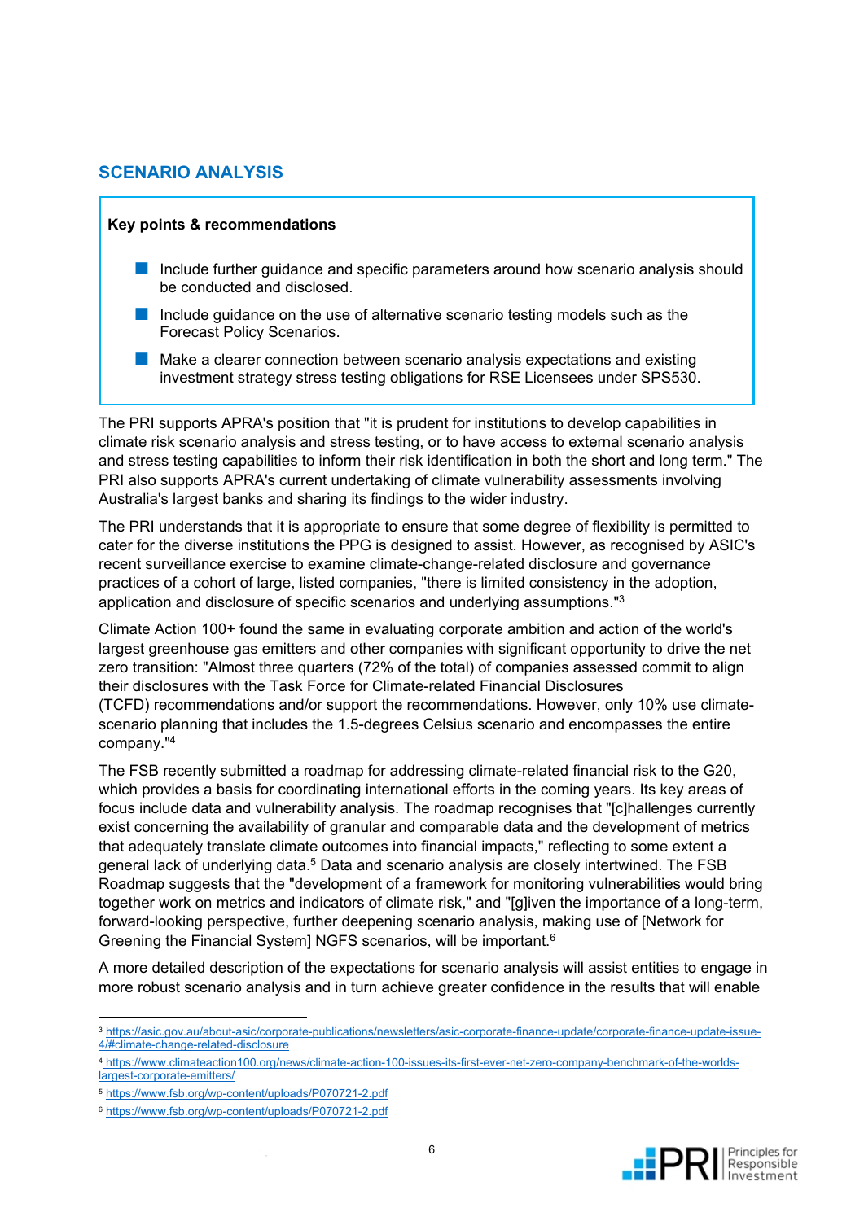## SCENARIO ANALYSIS

**Key points & recommendations**

- Include further guidance and specific parameters around how scenario analysis should be conducted and disclosed.
- Include guidance on the use of alternative scenario testing models such as the Forecast Policy Scenarios.
- Make a clearer connection between scenario analysis expectations and existing investment strategy stress testing obligations for RSE Licensees under SPS530.

The PRI supports APRA's position that "it is prudent for institutions to develop capabilities in climate risk scenario analysis and stress testing, or to have access to external scenario analysis and stress testing capabilities to inform their risk identification in both the short and long term." The PRI also supports APRA's current undertaking of climate vulnerability assessments involving Australia's largest banks and sharing its findings to the wider industry.

The PRI understands that it is appropriate to ensure that some degree of flexibility is permitted to cater for the diverse institutions the PPG is designed to assist. However, as recognised by ASIC's recent surveillance exercise to examine climate-change-related disclosure and governance practices of a cohort of large, listed companies, "there is limited consistency in the adoption, application and disclosure of specific scenarios and underlying assumptions."[3]

Climate Action 100+ found the same in evaluating corporate ambition and action of the world's largest greenhouse gas emitters and other companies with significant opportunity to drive the net zero transition: "Almost three quarters (72% of the total) of companies assessed commit to align their disclosures with the Task Force for Climate-related Financial Disclosures (TCFD) recommendations and/or support the recommendations. However, only 10% use climate-scenario planning that includes the 1.5-degrees Celsius scenario and encompasses the entire company."[4]

The FSB recently submitted a roadmap for addressing climate-related financial risk to the G20, which provides a basis for coordinating international efforts in the coming years. Its key areas of focus include data and vulnerability analysis. The roadmap recognises that "[c]hallenges currently exist concerning the availability of granular and comparable data and the development of metrics that adequately translate climate outcomes into financial impacts," reflecting to some extent a general lack of underlying data.[5] Data and scenario analysis are closely intertwined. The FSB Roadmap suggests that the "development of a framework for monitoring vulnerabilities would bring together work on metrics and indicators of climate risk," and "[g]iven the importance of a long-term, forward-looking perspective, further deepening scenario analysis, making use of [Network for Greening the Financial System] NGFS scenarios, will be important.[6]

A more detailed description of the expectations for scenario analysis will assist entities to engage in more robust scenario analysis and in turn achieve greater confidence in the results that will enable

---

[3] https://asic.gov.au/about-asic/corporate-publications/newsletters/asic-corporate-finance-update/corporate-finance-update-issue-4/#climate-change-related-disclosure

[4] https://www.climateaction100.org/news/climate-action-100-issues-its-first-ever-net-zero-company-benchmark-of-the-worlds-largest-corporate-emitters/

[5] https://www.fsb.org/wp-content/uploads/P070721-2.pdf

[6] https://www.fsb.org/wp-content/uploads/P070721-2.pdf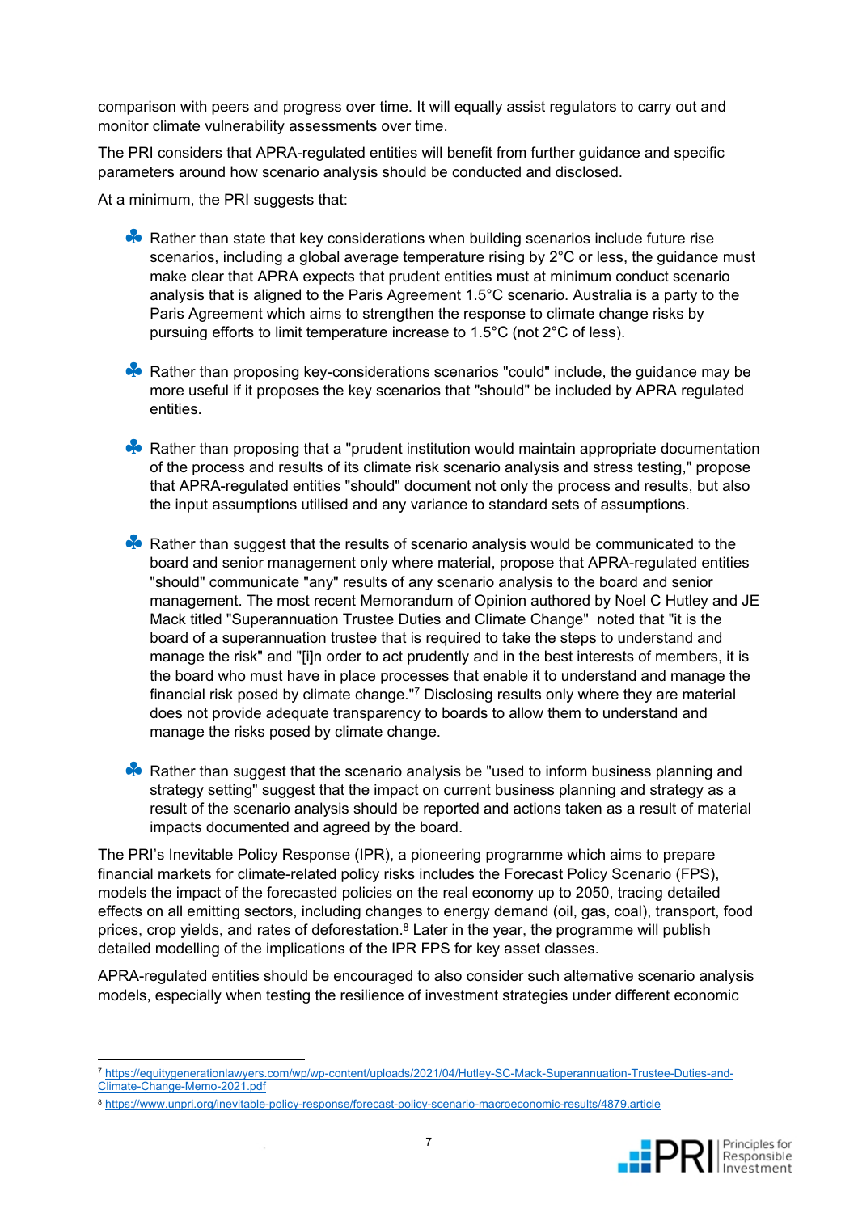comparison with peers and progress over time. It will equally assist regulators to carry out and monitor climate vulnerability assessments over time.

The PRI considers that APRA-regulated entities will benefit from further guidance and specific parameters around how scenario analysis should be conducted and disclosed.

At a minimum, the PRI suggests that:

- Rather than state that key considerations when building scenarios include future rise scenarios, including a global average temperature rising by 2°C or less, the guidance must make clear that APRA expects that prudent entities must at minimum conduct scenario analysis that is aligned to the Paris Agreement 1.5°C scenario. Australia is a party to the Paris Agreement which aims to strengthen the response to climate change risks by pursuing efforts to limit temperature increase to 1.5°C (not 2°C of less).

- Rather than proposing key-considerations scenarios "could" include, the guidance may be more useful if it proposes the key scenarios that "should" be included by APRA regulated entities.

- Rather than proposing that a "prudent institution would maintain appropriate documentation of the process and results of its climate risk scenario analysis and stress testing," propose that APRA-regulated entities "should" document not only the process and results, but also the input assumptions utilised and any variance to standard sets of assumptions.

- Rather than suggest that the results of scenario analysis would be communicated to the board and senior management only where material, propose that APRA-regulated entities "should" communicate "any" results of any scenario analysis to the board and senior management. The most recent Memorandum of Opinion authored by Noel C Hutley and JE Mack titled "Superannuation Trustee Duties and Climate Change" noted that "it is the board of a superannuation trustee that is required to take the steps to understand and manage the risk" and "[i]n order to act prudently and in the best interests of members, it is the board who must have in place processes that enable it to understand and manage the financial risk posed by climate change."[7] Disclosing results only where they are material does not provide adequate transparency to boards to allow them to understand and manage the risks posed by climate change.

- Rather than suggest that the scenario analysis be "used to inform business planning and strategy setting" suggest that the impact on current business planning and strategy as a result of the scenario analysis should be reported and actions taken as a result of material impacts documented and agreed by the board.

The PRI's Inevitable Policy Response (IPR), a pioneering programme which aims to prepare financial markets for climate-related policy risks includes the Forecast Policy Scenario (FPS), models the impact of the forecasted policies on the real economy up to 2050, tracing detailed effects on all emitting sectors, including changes to energy demand (oil, gas, coal), transport, food prices, crop yields, and rates of deforestation.[8] Later in the year, the programme will publish detailed modelling of the implications of the IPR FPS for key asset classes.

APRA-regulated entities should be encouraged to also consider such alternative scenario analysis models, especially when testing the resilience of investment strategies under different economic

---

[7] https://equitygenerationlawyers.com/wp/wp-content/uploads/2021/04/Hutley-SC-Mack-Superannuation-Trustee-Duties-and-Climate-Change-Memo-2021.pdf

[8] https://www.unpri.org/inevitable-policy-response/forecast-policy-scenario-macroeconomic-results/4879.article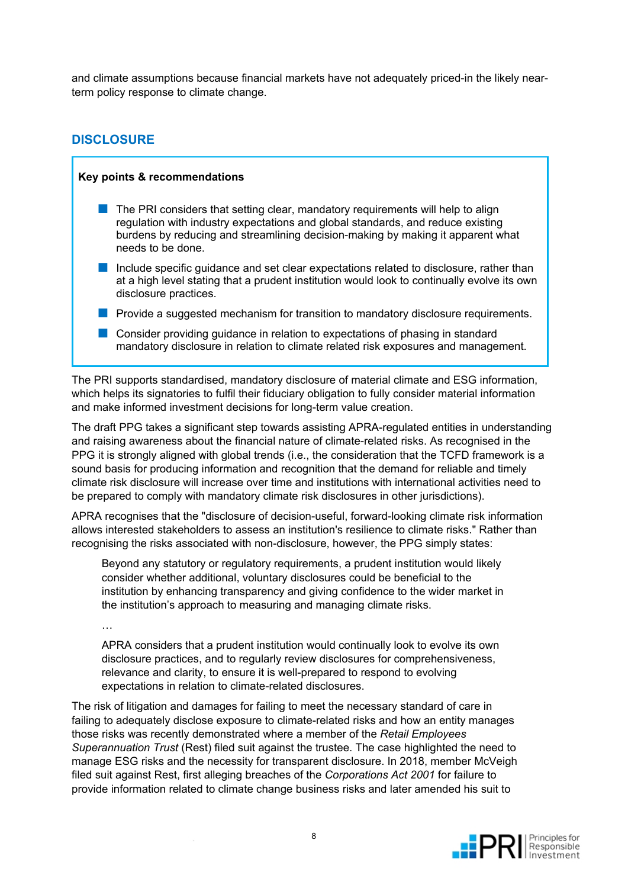and climate assumptions because financial markets have not adequately priced-in the likely near-term policy response to climate change.

## DISCLOSURE

**Key points & recommendations**

- The PRI considers that setting clear, mandatory requirements will help to align regulation with industry expectations and global standards, and reduce existing burdens by reducing and streamlining decision-making by making it apparent what needs to be done.
- Include specific guidance and set clear expectations related to disclosure, rather than at a high level stating that a prudent institution would look to continually evolve its own disclosure practices.
- Provide a suggested mechanism for transition to mandatory disclosure requirements.
- Consider providing guidance in relation to expectations of phasing in standard mandatory disclosure in relation to climate related risk exposures and management.

The PRI supports standardised, mandatory disclosure of material climate and ESG information, which helps its signatories to fulfil their fiduciary obligation to fully consider material information and make informed investment decisions for long-term value creation.

The draft PPG takes a significant step towards assisting APRA-regulated entities in understanding and raising awareness about the financial nature of climate-related risks. As recognised in the PPG it is strongly aligned with global trends (i.e., the consideration that the TCFD framework is a sound basis for producing information and recognition that the demand for reliable and timely climate risk disclosure will increase over time and institutions with international activities need to be prepared to comply with mandatory climate risk disclosures in other jurisdictions).

APRA recognises that the "disclosure of decision-useful, forward-looking climate risk information allows interested stakeholders to assess an institution's resilience to climate risks." Rather than recognising the risks associated with non-disclosure, however, the PPG simply states:

> Beyond any statutory or regulatory requirements, a prudent institution would likely consider whether additional, voluntary disclosures could be beneficial to the institution by enhancing transparency and giving confidence to the wider market in the institution's approach to measuring and managing climate risks.
>
> …
>
> APRA considers that a prudent institution would continually look to evolve its own disclosure practices, and to regularly review disclosures for comprehensiveness, relevance and clarity, to ensure it is well-prepared to respond to evolving expectations in relation to climate-related disclosures.

The risk of litigation and damages for failing to meet the necessary standard of care in failing to adequately disclose exposure to climate-related risks and how an entity manages those risks was recently demonstrated where a member of the *Retail Employees Superannuation Trust* (Rest) filed suit against the trustee. The case highlighted the need to manage ESG risks and the necessity for transparent disclosure. In 2018, member McVeigh filed suit against Rest, first alleging breaches of the *Corporations Act 2001* for failure to provide information related to climate change business risks and later amended his suit to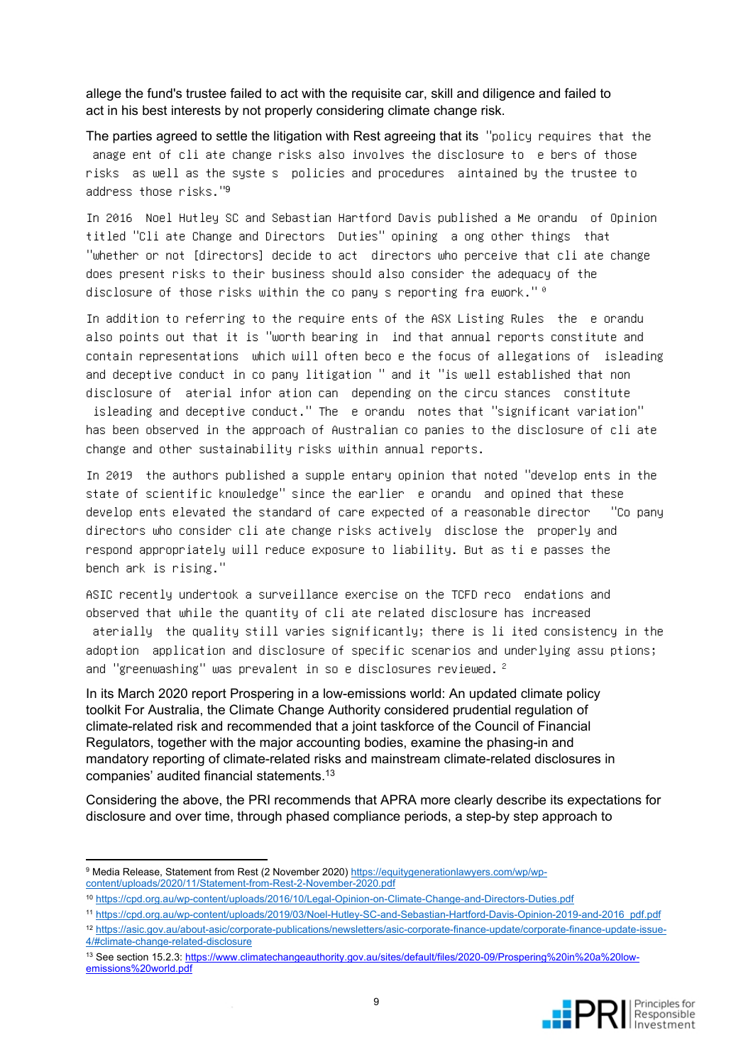allege the fund's trustee failed to act with the requisite car, skill and diligence and failed to act in his best interests by not properly considering climate change risk.

The parties agreed to settle the litigation with Rest agreeing that its "policy requires that the anage ent of cli ate change risks also involves the disclosure to e bers of those risks as well as the syste s policies and procedures aintained by the trustee to address those risks."[9]

In 2016 Noel Hutley SC and Sebastian Hartford Davis published a Me orandu of Opinion titled "Cli ate Change and Directors Duties" opining a ong other things that "whether or not [directors] decide to act directors who perceive that cli ate change does present risks to their business should also consider the adequacy of the disclosure of those risks within the co pany s reporting fra ework."[10]

In addition to referring to the require ents of the ASX Listing Rules the e orandu also points out that it is "worth bearing in ind that annual reports constitute and contain representations which will often beco e the focus of allegations of isleading and deceptive conduct in co pany litigation " and it "is well established that non disclosure of aterial infor ation can depending on the circu stances constitute isleading and deceptive conduct." The e orandu notes that "significant variation" has been observed in the approach of Australian co panies to the disclosure of cli ate change and other sustainability risks within annual reports.

In 2019 the authors published a supple entary opinion that noted "develop ents in the state of scientific knowledge" since the earlier e orandu and opined that these develop ents elevated the standard of care expected of a reasonable director "Co pany directors who consider cli ate change risks actively disclose the properly and respond appropriately will reduce exposure to liability. But as ti e passes the bench ark is rising."

ASIC recently undertook a surveillance exercise on the TCFD reco endations and observed that while the quantity of cli ate related disclosure has increased aterially the quality still varies significantly; there is li ited consistency in the adoption application and disclosure of specific scenarios and underlying assu ptions; and "greenwashing" was prevalent in so e disclosures reviewed.[12]

In its March 2020 report Prospering in a low-emissions world: An updated climate policy toolkit For Australia, the Climate Change Authority considered prudential regulation of climate-related risk and recommended that a joint taskforce of the Council of Financial Regulators, together with the major accounting bodies, examine the phasing-in and mandatory reporting of climate-related risks and mainstream climate-related disclosures in companies' audited financial statements.[13]

Considering the above, the PRI recommends that APRA more clearly describe its expectations for disclosure and over time, through phased compliance periods, a step-by step approach to

---

[9] Media Release, Statement from Rest (2 November 2020) https://equitygenerationlawyers.com/wp/wp-content/uploads/2020/11/Statement-from-Rest-2-November-2020.pdf

[10] https://cpd.org.au/wp-content/uploads/2016/10/Legal-Opinion-on-Climate-Change-and-Directors-Duties.pdf

[11] https://cpd.org.au/wp-content/uploads/2019/03/Noel-Hutley-SC-and-Sebastian-Hartford-Davis-Opinion-2019-and-2016_pdf.pdf

[12] https://asic.gov.au/about-asic/corporate-publications/newsletters/asic-corporate-finance-update/corporate-finance-update-issue-4/#climate-change-related-disclosure

[13] See section 15.2.3: https://www.climatechangeauthority.gov.au/sites/default/files/2020-09/Prospering%20in%20a%20low-emissions%20world.pdf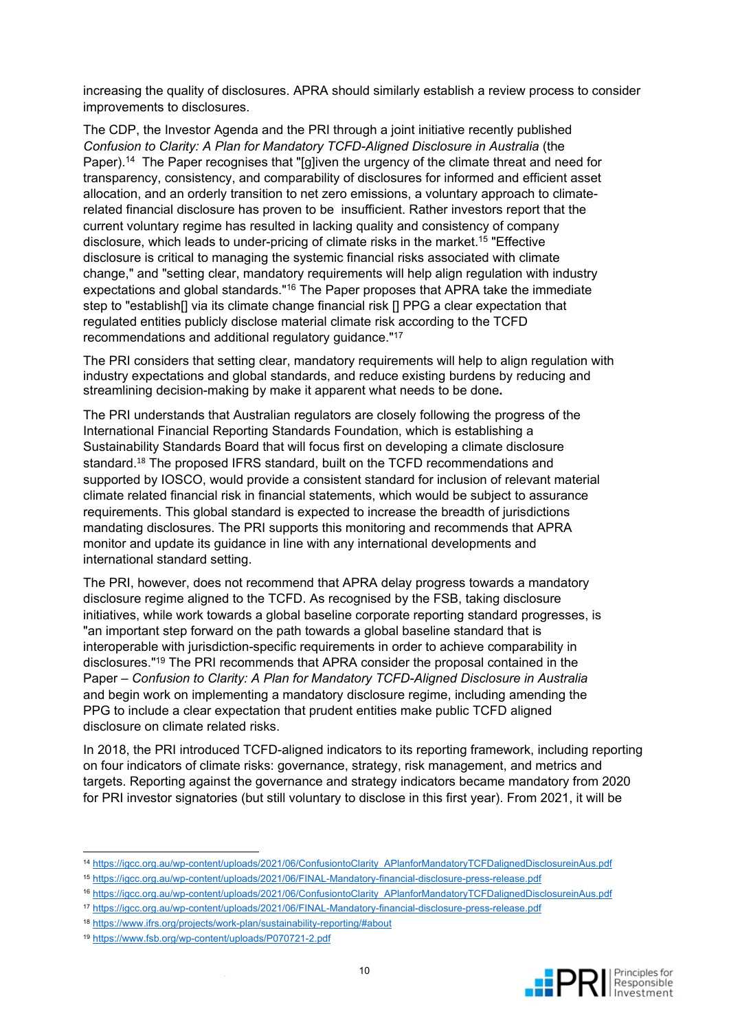increasing the quality of disclosures. APRA should similarly establish a review process to consider improvements to disclosures.

The CDP, the Investor Agenda and the PRI through a joint initiative recently published *Confusion to Clarity: A Plan for Mandatory TCFD-Aligned Disclosure in Australia* (the Paper).[14] The Paper recognises that "[g]iven the urgency of the climate threat and need for transparency, consistency, and comparability of disclosures for informed and efficient asset allocation, and an orderly transition to net zero emissions, a voluntary approach to climate-related financial disclosure has proven to be insufficient. Rather investors report that the current voluntary regime has resulted in lacking quality and consistency of company disclosure, which leads to under-pricing of climate risks in the market.[15] "Effective disclosure is critical to managing the systemic financial risks associated with climate change," and "setting clear, mandatory requirements will help align regulation with industry expectations and global standards."[16] The Paper proposes that APRA take the immediate step to "establish[] via its climate change financial risk [] PPG a clear expectation that regulated entities publicly disclose material climate risk according to the TCFD recommendations and additional regulatory guidance."[17]

The PRI considers that setting clear, mandatory requirements will help to align regulation with industry expectations and global standards, and reduce existing burdens by reducing and streamlining decision-making by make it apparent what needs to be done**.**

The PRI understands that Australian regulators are closely following the progress of the International Financial Reporting Standards Foundation, which is establishing a Sustainability Standards Board that will focus first on developing a climate disclosure standard.[18] The proposed IFRS standard, built on the TCFD recommendations and supported by IOSCO, would provide a consistent standard for inclusion of relevant material climate related financial risk in financial statements, which would be subject to assurance requirements. This global standard is expected to increase the breadth of jurisdictions mandating disclosures. The PRI supports this monitoring and recommends that APRA monitor and update its guidance in line with any international developments and international standard setting.

The PRI, however, does not recommend that APRA delay progress towards a mandatory disclosure regime aligned to the TCFD. As recognised by the FSB, taking disclosure initiatives, while work towards a global baseline corporate reporting standard progresses, is "an important step forward on the path towards a global baseline standard that is interoperable with jurisdiction-specific requirements in order to achieve comparability in disclosures."[19] The PRI recommends that APRA consider the proposal contained in the Paper – *Confusion to Clarity: A Plan for Mandatory TCFD-Aligned Disclosure in Australia* and begin work on implementing a mandatory disclosure regime, including amending the PPG to include a clear expectation that prudent entities make public TCFD aligned disclosure on climate related risks.

In 2018, the PRI introduced TCFD-aligned indicators to its reporting framework, including reporting on four indicators of climate risks: governance, strategy, risk management, and metrics and targets. Reporting against the governance and strategy indicators became mandatory from 2020 for PRI investor signatories (but still voluntary to disclose in this first year). From 2021, it will be

---

[14] https://igcc.org.au/wp-content/uploads/2021/06/ConfusiontoClarity_APlanforMandatoryTCFDalignedDisclosureinAus.pdf

[15] https://igcc.org.au/wp-content/uploads/2021/06/FINAL-Mandatory-financial-disclosure-press-release.pdf

[16] https://igcc.org.au/wp-content/uploads/2021/06/ConfusiontoClarity_APlanforMandatoryTCFDalignedDisclosureinAus.pdf

[17] https://igcc.org.au/wp-content/uploads/2021/06/FINAL-Mandatory-financial-disclosure-press-release.pdf

[18] https://www.ifrs.org/projects/work-plan/sustainability-reporting/#about

[19] https://www.fsb.org/wp-content/uploads/P070721-2.pdf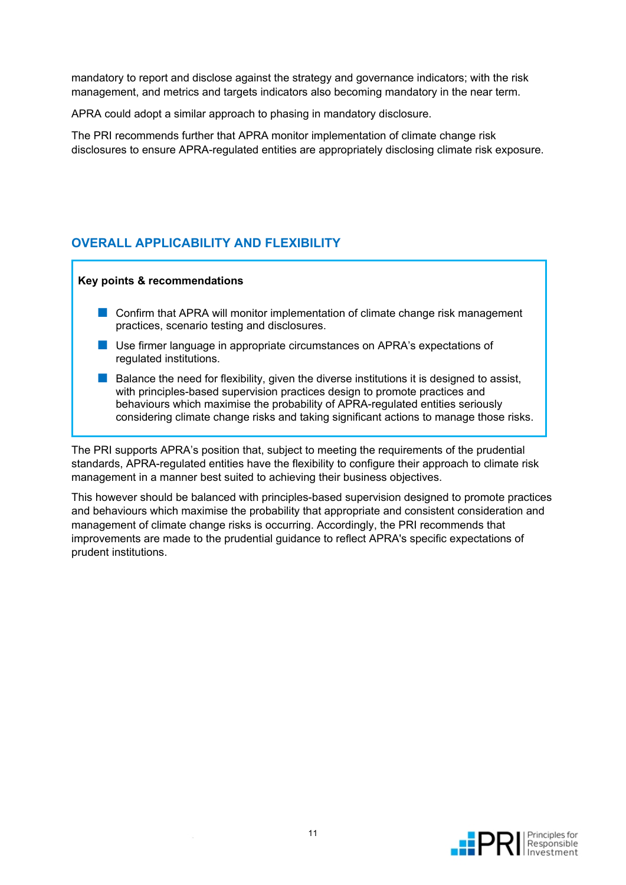mandatory to report and disclose against the strategy and governance indicators; with the risk management, and metrics and targets indicators also becoming mandatory in the near term.

APRA could adopt a similar approach to phasing in mandatory disclosure.

The PRI recommends further that APRA monitor implementation of climate change risk disclosures to ensure APRA-regulated entities are appropriately disclosing climate risk exposure.

## OVERALL APPLICABILITY AND FLEXIBILITY

**Key points & recommendations**

- Confirm that APRA will monitor implementation of climate change risk management practices, scenario testing and disclosures.
- Use firmer language in appropriate circumstances on APRA's expectations of regulated institutions.
- Balance the need for flexibility, given the diverse institutions it is designed to assist, with principles-based supervision practices design to promote practices and behaviours which maximise the probability of APRA-regulated entities seriously considering climate change risks and taking significant actions to manage those risks.

The PRI supports APRA's position that, subject to meeting the requirements of the prudential standards, APRA-regulated entities have the flexibility to configure their approach to climate risk management in a manner best suited to achieving their business objectives.

This however should be balanced with principles-based supervision designed to promote practices and behaviours which maximise the probability that appropriate and consistent consideration and management of climate change risks is occurring. Accordingly, the PRI recommends that improvements are made to the prudential guidance to reflect APRA's specific expectations of prudent institutions.